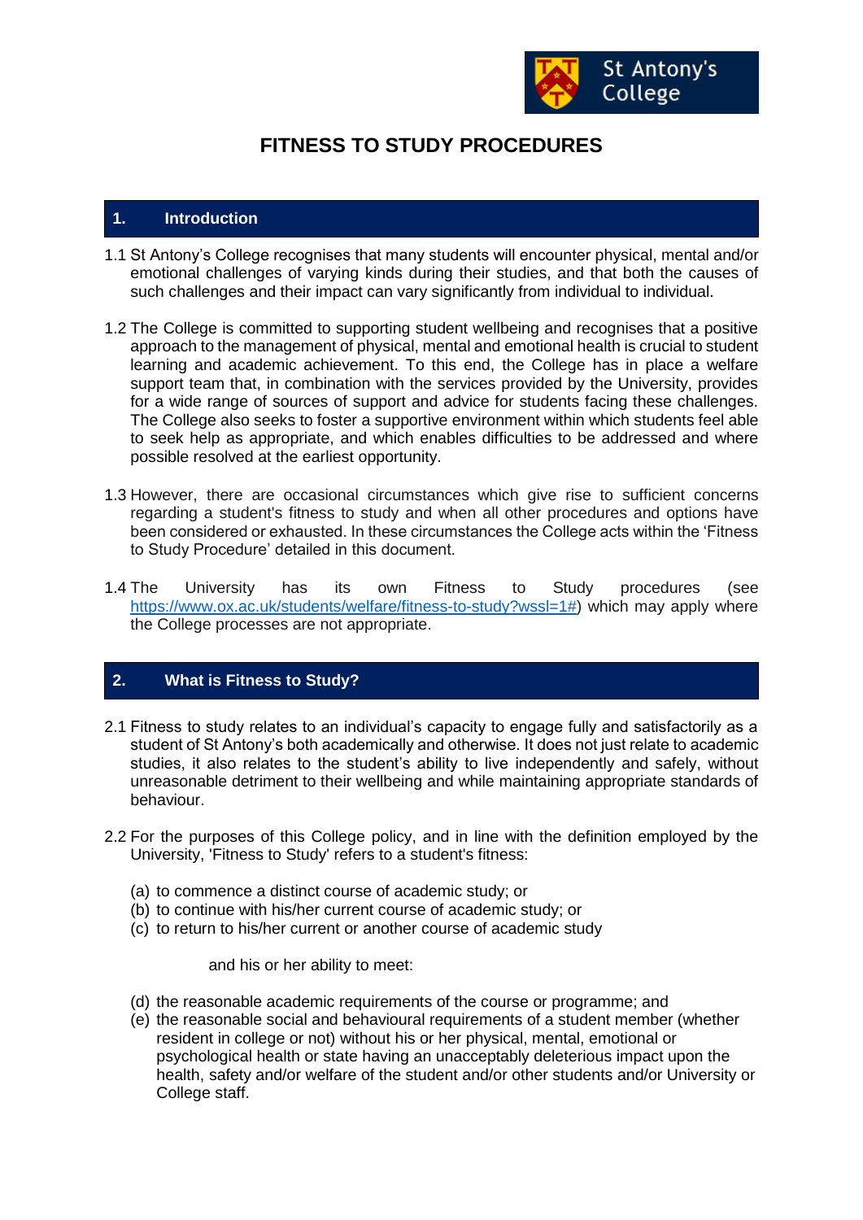St Antony's College

# FITNESS TO STUDY PROCEDURES

## 1. Introduction

1.1 St Antony's College recognises that many students will encounter physical, mental and/or emotional challenges of varying kinds during their studies, and that both the causes of such challenges and their impact can vary significantly from individual to individual.

1.2 The College is committed to supporting student wellbeing and recognises that a positive approach to the management of physical, mental and emotional health is crucial to student learning and academic achievement. To this end, the College has in place a welfare support team that, in combination with the services provided by the University, provides for a wide range of sources of support and advice for students facing these challenges. The College also seeks to foster a supportive environment within which students feel able to seek help as appropriate, and which enables difficulties to be addressed and where possible resolved at the earliest opportunity.

1.3 However, there are occasional circumstances which give rise to sufficient concerns regarding a student's fitness to study and when all other procedures and options have been considered or exhausted. In these circumstances the College acts within the 'Fitness to Study Procedure' detailed in this document.

1.4 The University has its own Fitness to Study procedures (see [https://www.ox.ac.uk/students/welfare/fitness-to-study?wssl=1#](https://www.ox.ac.uk/students/welfare/fitness-to-study?wssl=1#)) which may apply where the College processes are not appropriate.

## 2. What is Fitness to Study?

2.1 Fitness to study relates to an individual's capacity to engage fully and satisfactorily as a student of St Antony's both academically and otherwise. It does not just relate to academic studies, it also relates to the student's ability to live independently and safely, without unreasonable detriment to their wellbeing and while maintaining appropriate standards of behaviour.

2.2 For the purposes of this College policy, and in line with the definition employed by the University, 'Fitness to Study' refers to a student's fitness:

(a) to commence a distinct course of academic study; or
(b) to continue with his/her current course of academic study; or
(c) to return to his/her current or another course of academic study

and his or her ability to meet:

(d) the reasonable academic requirements of the course or programme; and
(e) the reasonable social and behavioural requirements of a student member (whether resident in college or not) without his or her physical, mental, emotional or psychological health or state having an unacceptably deleterious impact upon the health, safety and/or welfare of the student and/or other students and/or University or College staff.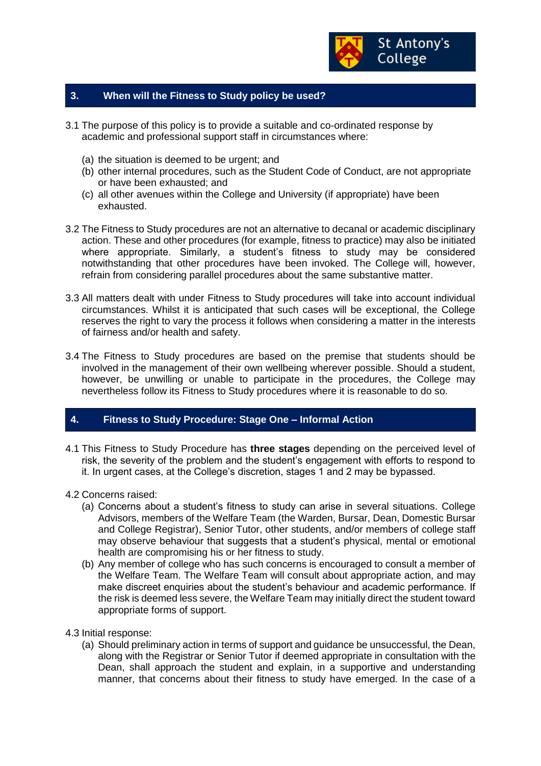## 3. When will the Fitness to Study policy be used?

3.1 The purpose of this policy is to provide a suitable and co-ordinated response by academic and professional support staff in circumstances where:

(a) the situation is deemed to be urgent; and
(b) other internal procedures, such as the Student Code of Conduct, are not appropriate or have been exhausted; and
(c) all other avenues within the College and University (if appropriate) have been exhausted.

3.2 The Fitness to Study procedures are not an alternative to decanal or academic disciplinary action. These and other procedures (for example, fitness to practice) may also be initiated where appropriate. Similarly, a student's fitness to study may be considered notwithstanding that other procedures have been invoked. The College will, however, refrain from considering parallel procedures about the same substantive matter.

3.3 All matters dealt with under Fitness to Study procedures will take into account individual circumstances. Whilst it is anticipated that such cases will be exceptional, the College reserves the right to vary the process it follows when considering a matter in the interests of fairness and/or health and safety.

3.4 The Fitness to Study procedures are based on the premise that students should be involved in the management of their own wellbeing wherever possible. Should a student, however, be unwilling or unable to participate in the procedures, the College may nevertheless follow its Fitness to Study procedures where it is reasonable to do so.

## 4. Fitness to Study Procedure: Stage One – Informal Action

4.1 This Fitness to Study Procedure has **three stages** depending on the perceived level of risk, the severity of the problem and the student's engagement with efforts to respond to it. In urgent cases, at the College's discretion, stages 1 and 2 may be bypassed.

4.2 Concerns raised:

(a) Concerns about a student's fitness to study can arise in several situations. College Advisors, members of the Welfare Team (the Warden, Bursar, Dean, Domestic Bursar and College Registrar), Senior Tutor, other students, and/or members of college staff may observe behaviour that suggests that a student's physical, mental or emotional health are compromising his or her fitness to study.
(b) Any member of college who has such concerns is encouraged to consult a member of the Welfare Team. The Welfare Team will consult about appropriate action, and may make discreet enquiries about the student's behaviour and academic performance. If the risk is deemed less severe, the Welfare Team may initially direct the student toward appropriate forms of support.

4.3 Initial response:

(a) Should preliminary action in terms of support and guidance be unsuccessful, the Dean, along with the Registrar or Senior Tutor if deemed appropriate in consultation with the Dean, shall approach the student and explain, in a supportive and understanding manner, that concerns about their fitness to study have emerged. In the case of a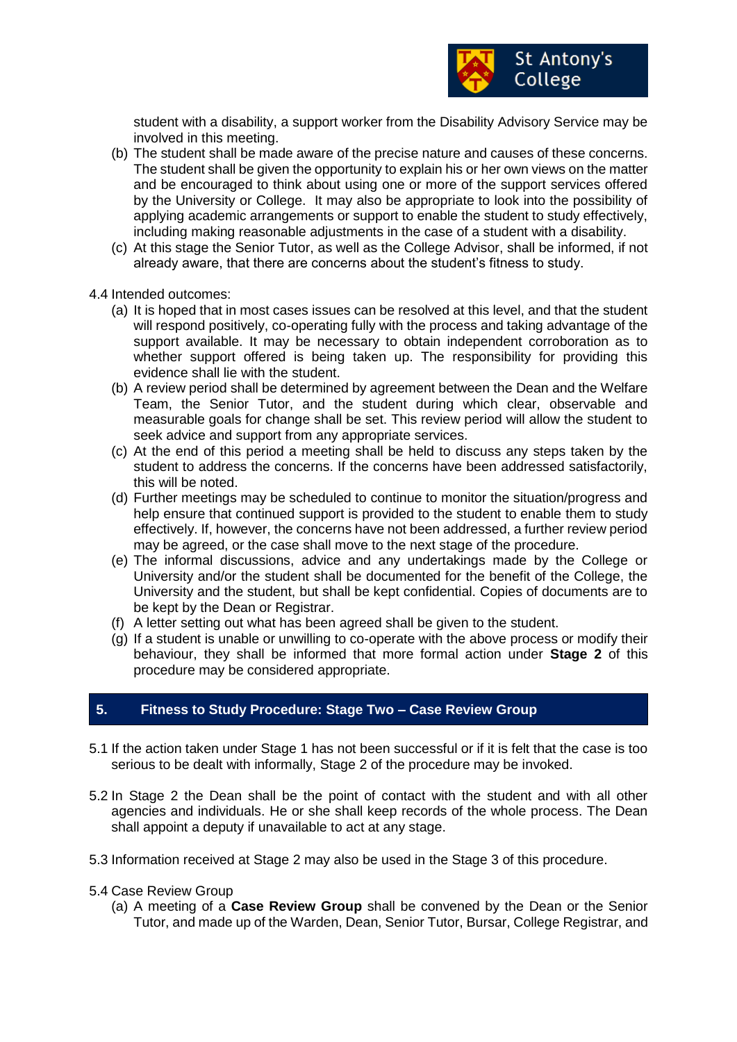student with a disability, a support worker from the Disability Advisory Service may be involved in this meeting.

(b) The student shall be made aware of the precise nature and causes of these concerns. The student shall be given the opportunity to explain his or her own views on the matter and be encouraged to think about using one or more of the support services offered by the University or College. It may also be appropriate to look into the possibility of applying academic arrangements or support to enable the student to study effectively, including making reasonable adjustments in the case of a student with a disability.

(c) At this stage the Senior Tutor, as well as the College Advisor, shall be informed, if not already aware, that there are concerns about the student's fitness to study.

4.4 Intended outcomes:

(a) It is hoped that in most cases issues can be resolved at this level, and that the student will respond positively, co-operating fully with the process and taking advantage of the support available. It may be necessary to obtain independent corroboration as to whether support offered is being taken up. The responsibility for providing this evidence shall lie with the student.

(b) A review period shall be determined by agreement between the Dean and the Welfare Team, the Senior Tutor, and the student during which clear, observable and measurable goals for change shall be set. This review period will allow the student to seek advice and support from any appropriate services.

(c) At the end of this period a meeting shall be held to discuss any steps taken by the student to address the concerns. If the concerns have been addressed satisfactorily, this will be noted.

(d) Further meetings may be scheduled to continue to monitor the situation/progress and help ensure that continued support is provided to the student to enable them to study effectively. If, however, the concerns have not been addressed, a further review period may be agreed, or the case shall move to the next stage of the procedure.

(e) The informal discussions, advice and any undertakings made by the College or University and/or the student shall be documented for the benefit of the College, the University and the student, but shall be kept confidential. Copies of documents are to be kept by the Dean or Registrar.

(f) A letter setting out what has been agreed shall be given to the student.

(g) If a student is unable or unwilling to co-operate with the above process or modify their behaviour, they shall be informed that more formal action under **Stage 2** of this procedure may be considered appropriate.

## 5. Fitness to Study Procedure: Stage Two – Case Review Group

5.1 If the action taken under Stage 1 has not been successful or if it is felt that the case is too serious to be dealt with informally, Stage 2 of the procedure may be invoked.

5.2 In Stage 2 the Dean shall be the point of contact with the student and with all other agencies and individuals. He or she shall keep records of the whole process. The Dean shall appoint a deputy if unavailable to act at any stage.

5.3 Information received at Stage 2 may also be used in the Stage 3 of this procedure.

5.4 Case Review Group

(a) A meeting of a **Case Review Group** shall be convened by the Dean or the Senior Tutor, and made up of the Warden, Dean, Senior Tutor, Bursar, College Registrar, and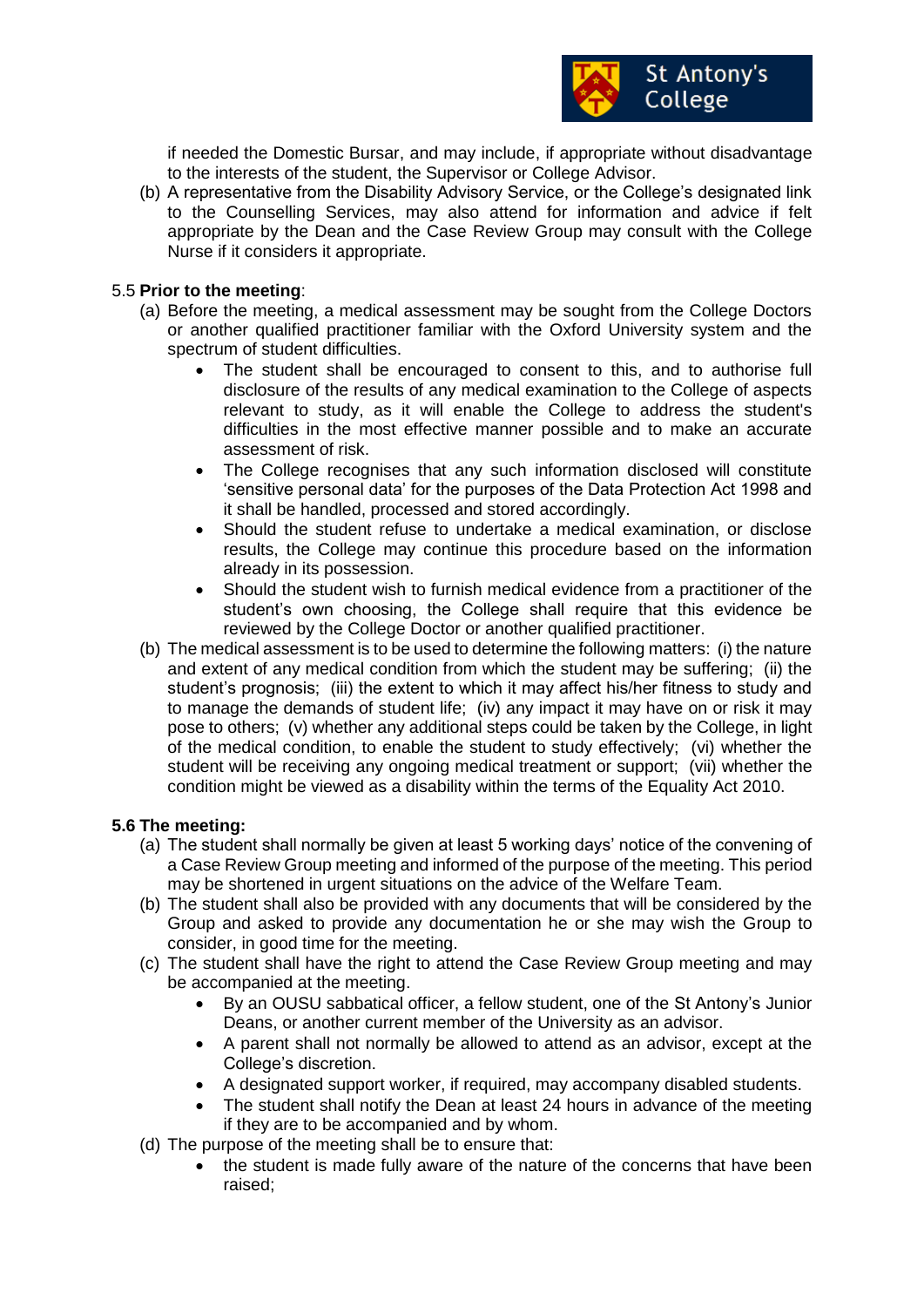if needed the Domestic Bursar, and may include, if appropriate without disadvantage to the interests of the student, the Supervisor or College Advisor.

(b) A representative from the Disability Advisory Service, or the College's designated link to the Counselling Services, may also attend for information and advice if felt appropriate by the Dean and the Case Review Group may consult with the College Nurse if it considers it appropriate.

5.5 **Prior to the meeting**:

(a) Before the meeting, a medical assessment may be sought from the College Doctors or another qualified practitioner familiar with the Oxford University system and the spectrum of student difficulties.

- The student shall be encouraged to consent to this, and to authorise full disclosure of the results of any medical examination to the College of aspects relevant to study, as it will enable the College to address the student's difficulties in the most effective manner possible and to make an accurate assessment of risk.
- The College recognises that any such information disclosed will constitute 'sensitive personal data' for the purposes of the Data Protection Act 1998 and it shall be handled, processed and stored accordingly.
- Should the student refuse to undertake a medical examination, or disclose results, the College may continue this procedure based on the information already in its possession.
- Should the student wish to furnish medical evidence from a practitioner of the student's own choosing, the College shall require that this evidence be reviewed by the College Doctor or another qualified practitioner.

(b) The medical assessment is to be used to determine the following matters: (i) the nature and extent of any medical condition from which the student may be suffering; (ii) the student's prognosis; (iii) the extent to which it may affect his/her fitness to study and to manage the demands of student life; (iv) any impact it may have on or risk it may pose to others; (v) whether any additional steps could be taken by the College, in light of the medical condition, to enable the student to study effectively; (vi) whether the student will be receiving any ongoing medical treatment or support; (vii) whether the condition might be viewed as a disability within the terms of the Equality Act 2010.

**5.6 The meeting:**

(a) The student shall normally be given at least 5 working days' notice of the convening of a Case Review Group meeting and informed of the purpose of the meeting. This period may be shortened in urgent situations on the advice of the Welfare Team.

(b) The student shall also be provided with any documents that will be considered by the Group and asked to provide any documentation he or she may wish the Group to consider, in good time for the meeting.

(c) The student shall have the right to attend the Case Review Group meeting and may be accompanied at the meeting.

- By an OUSU sabbatical officer, a fellow student, one of the St Antony's Junior Deans, or another current member of the University as an advisor.
- A parent shall not normally be allowed to attend as an advisor, except at the College's discretion.
- A designated support worker, if required, may accompany disabled students.
- The student shall notify the Dean at least 24 hours in advance of the meeting if they are to be accompanied and by whom.

(d) The purpose of the meeting shall be to ensure that:

- the student is made fully aware of the nature of the concerns that have been raised;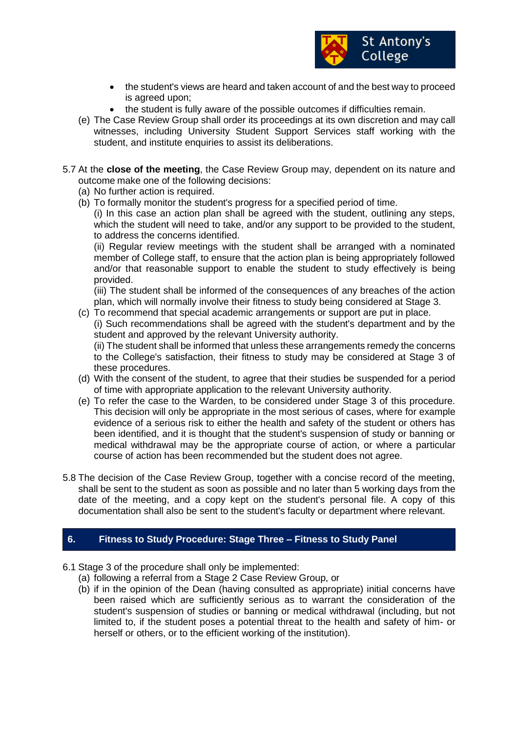- the student's views are heard and taken account of and the best way to proceed is agreed upon;
- the student is fully aware of the possible outcomes if difficulties remain.

(e) The Case Review Group shall order its proceedings at its own discretion and may call witnesses, including University Student Support Services staff working with the student, and institute enquiries to assist its deliberations.

5.7 At the **close of the meeting**, the Case Review Group may, dependent on its nature and outcome make one of the following decisions:

(a) No further action is required.

(b) To formally monitor the student's progress for a specified period of time.
(i) In this case an action plan shall be agreed with the student, outlining any steps, which the student will need to take, and/or any support to be provided to the student, to address the concerns identified.
(ii) Regular review meetings with the student shall be arranged with a nominated member of College staff, to ensure that the action plan is being appropriately followed and/or that reasonable support to enable the student to study effectively is being provided.
(iii) The student shall be informed of the consequences of any breaches of the action plan, which will normally involve their fitness to study being considered at Stage 3.

(c) To recommend that special academic arrangements or support are put in place.
(i) Such recommendations shall be agreed with the student's department and by the student and approved by the relevant University authority.
(ii) The student shall be informed that unless these arrangements remedy the concerns to the College's satisfaction, their fitness to study may be considered at Stage 3 of these procedures.

(d) With the consent of the student, to agree that their studies be suspended for a period of time with appropriate application to the relevant University authority.

(e) To refer the case to the Warden, to be considered under Stage 3 of this procedure. This decision will only be appropriate in the most serious of cases, where for example evidence of a serious risk to either the health and safety of the student or others has been identified, and it is thought that the student's suspension of study or banning or medical withdrawal may be the appropriate course of action, or where a particular course of action has been recommended but the student does not agree.

5.8 The decision of the Case Review Group, together with a concise record of the meeting, shall be sent to the student as soon as possible and no later than 5 working days from the date of the meeting, and a copy kept on the student's personal file. A copy of this documentation shall also be sent to the student's faculty or department where relevant.

## 6. Fitness to Study Procedure: Stage Three – Fitness to Study Panel

6.1 Stage 3 of the procedure shall only be implemented:

(a) following a referral from a Stage 2 Case Review Group, or

(b) if in the opinion of the Dean (having consulted as appropriate) initial concerns have been raised which are sufficiently serious as to warrant the consideration of the student's suspension of studies or banning or medical withdrawal (including, but not limited to, if the student poses a potential threat to the health and safety of him- or herself or others, or to the efficient working of the institution).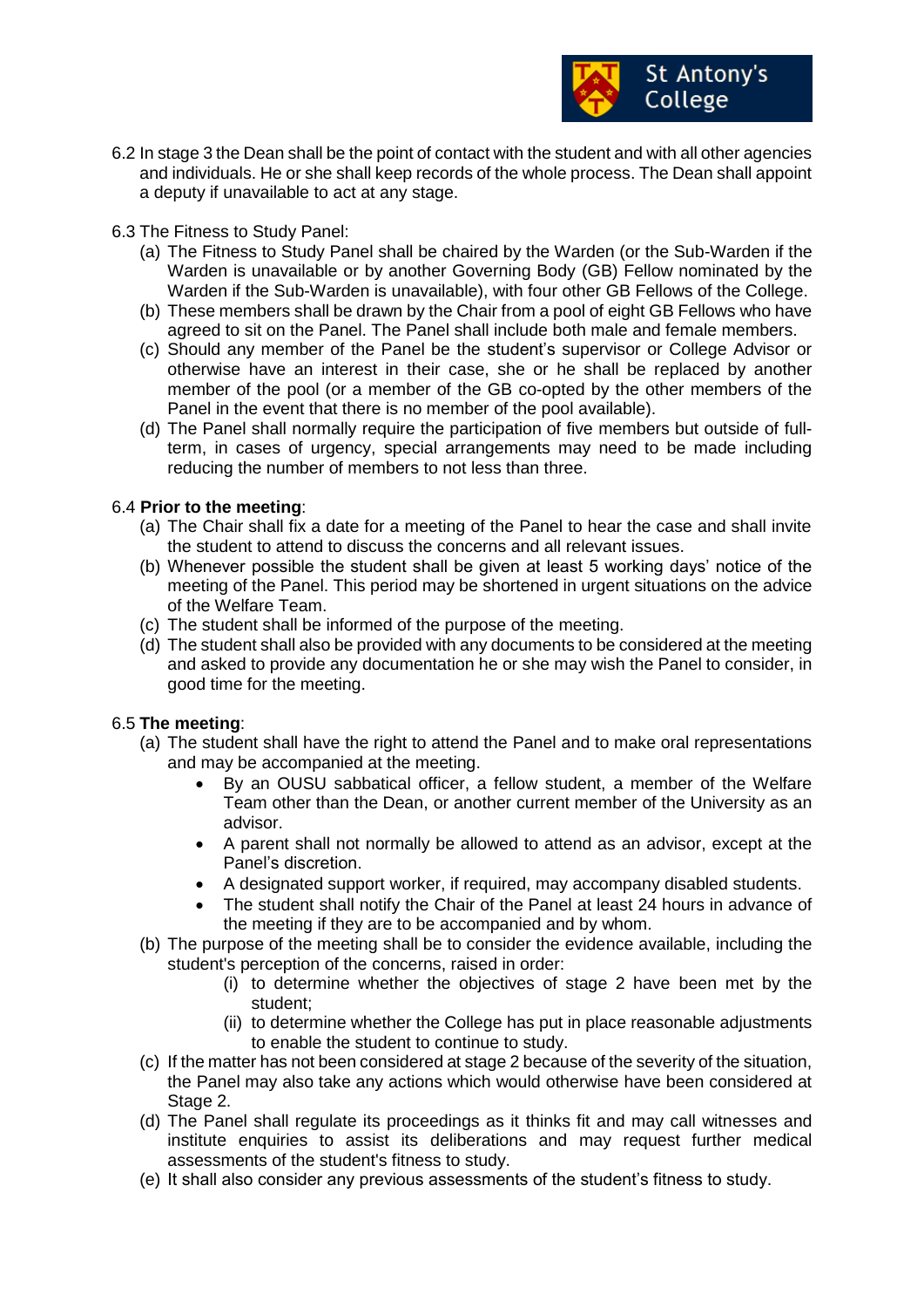6.2 In stage 3 the Dean shall be the point of contact with the student and with all other agencies and individuals. He or she shall keep records of the whole process. The Dean shall appoint a deputy if unavailable to act at any stage.

6.3 The Fitness to Study Panel:

(a) The Fitness to Study Panel shall be chaired by the Warden (or the Sub-Warden if the Warden is unavailable or by another Governing Body (GB) Fellow nominated by the Warden if the Sub-Warden is unavailable), with four other GB Fellows of the College.

(b) These members shall be drawn by the Chair from a pool of eight GB Fellows who have agreed to sit on the Panel. The Panel shall include both male and female members.

(c) Should any member of the Panel be the student's supervisor or College Advisor or otherwise have an interest in their case, she or he shall be replaced by another member of the pool (or a member of the GB co-opted by the other members of the Panel in the event that there is no member of the pool available).

(d) The Panel shall normally require the participation of five members but outside of full-term, in cases of urgency, special arrangements may need to be made including reducing the number of members to not less than three.

6.4 **Prior to the meeting**:

(a) The Chair shall fix a date for a meeting of the Panel to hear the case and shall invite the student to attend to discuss the concerns and all relevant issues.

(b) Whenever possible the student shall be given at least 5 working days' notice of the meeting of the Panel. This period may be shortened in urgent situations on the advice of the Welfare Team.

(c) The student shall be informed of the purpose of the meeting.

(d) The student shall also be provided with any documents to be considered at the meeting and asked to provide any documentation he or she may wish the Panel to consider, in good time for the meeting.

6.5 **The meeting**:

(a) The student shall have the right to attend the Panel and to make oral representations and may be accompanied at the meeting.

- By an OUSU sabbatical officer, a fellow student, a member of the Welfare Team other than the Dean, or another current member of the University as an advisor.
- A parent shall not normally be allowed to attend as an advisor, except at the Panel's discretion.
- A designated support worker, if required, may accompany disabled students.
- The student shall notify the Chair of the Panel at least 24 hours in advance of the meeting if they are to be accompanied and by whom.

(b) The purpose of the meeting shall be to consider the evidence available, including the student's perception of the concerns, raised in order:

(i) to determine whether the objectives of stage 2 have been met by the student;

(ii) to determine whether the College has put in place reasonable adjustments to enable the student to continue to study.

(c) If the matter has not been considered at stage 2 because of the severity of the situation, the Panel may also take any actions which would otherwise have been considered at Stage 2.

(d) The Panel shall regulate its proceedings as it thinks fit and may call witnesses and institute enquiries to assist its deliberations and may request further medical assessments of the student's fitness to study.

(e) It shall also consider any previous assessments of the student's fitness to study.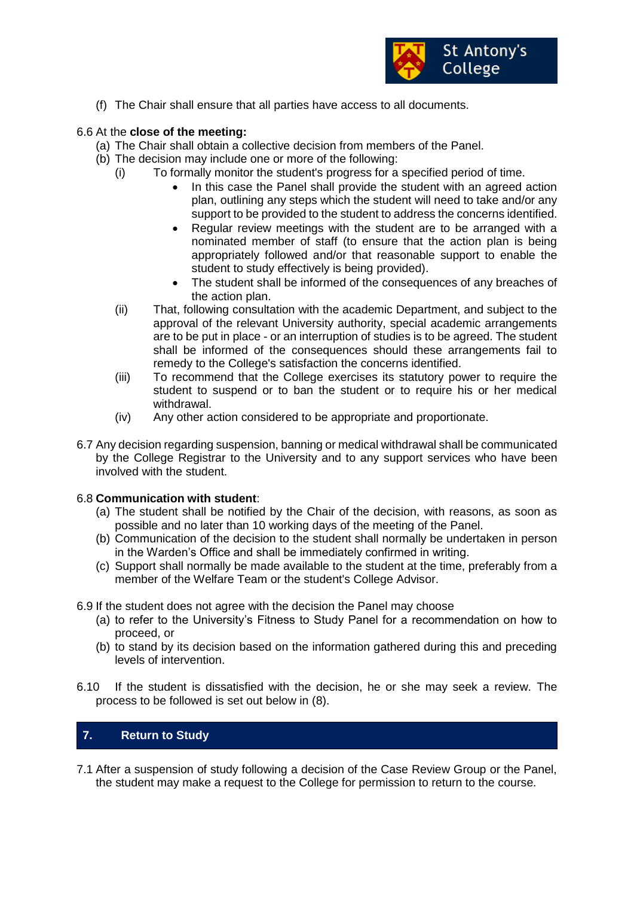(f) The Chair shall ensure that all parties have access to all documents.

6.6 At the **close of the meeting:**

(a) The Chair shall obtain a collective decision from members of the Panel.

(b) The decision may include one or more of the following:

(i) To formally monitor the student's progress for a specified period of time.

- In this case the Panel shall provide the student with an agreed action plan, outlining any steps which the student will need to take and/or any support to be provided to the student to address the concerns identified.
- Regular review meetings with the student are to be arranged with a nominated member of staff (to ensure that the action plan is being appropriately followed and/or that reasonable support to enable the student to study effectively is being provided).
- The student shall be informed of the consequences of any breaches of the action plan.

(ii) That, following consultation with the academic Department, and subject to the approval of the relevant University authority, special academic arrangements are to be put in place - or an interruption of studies is to be agreed. The student shall be informed of the consequences should these arrangements fail to remedy to the College's satisfaction the concerns identified.

(iii) To recommend that the College exercises its statutory power to require the student to suspend or to ban the student or to require his or her medical withdrawal.

(iv) Any other action considered to be appropriate and proportionate.

6.7 Any decision regarding suspension, banning or medical withdrawal shall be communicated by the College Registrar to the University and to any support services who have been involved with the student.

6.8 **Communication with student**:

(a) The student shall be notified by the Chair of the decision, with reasons, as soon as possible and no later than 10 working days of the meeting of the Panel.

(b) Communication of the decision to the student shall normally be undertaken in person in the Warden's Office and shall be immediately confirmed in writing.

(c) Support shall normally be made available to the student at the time, preferably from a member of the Welfare Team or the student's College Advisor.

6.9 If the student does not agree with the decision the Panel may choose

(a) to refer to the University's Fitness to Study Panel for a recommendation on how to proceed, or

(b) to stand by its decision based on the information gathered during this and preceding levels of intervention.

6.10 If the student is dissatisfied with the decision, he or she may seek a review. The process to be followed is set out below in (8).

## 7. Return to Study

7.1 After a suspension of study following a decision of the Case Review Group or the Panel, the student may make a request to the College for permission to return to the course.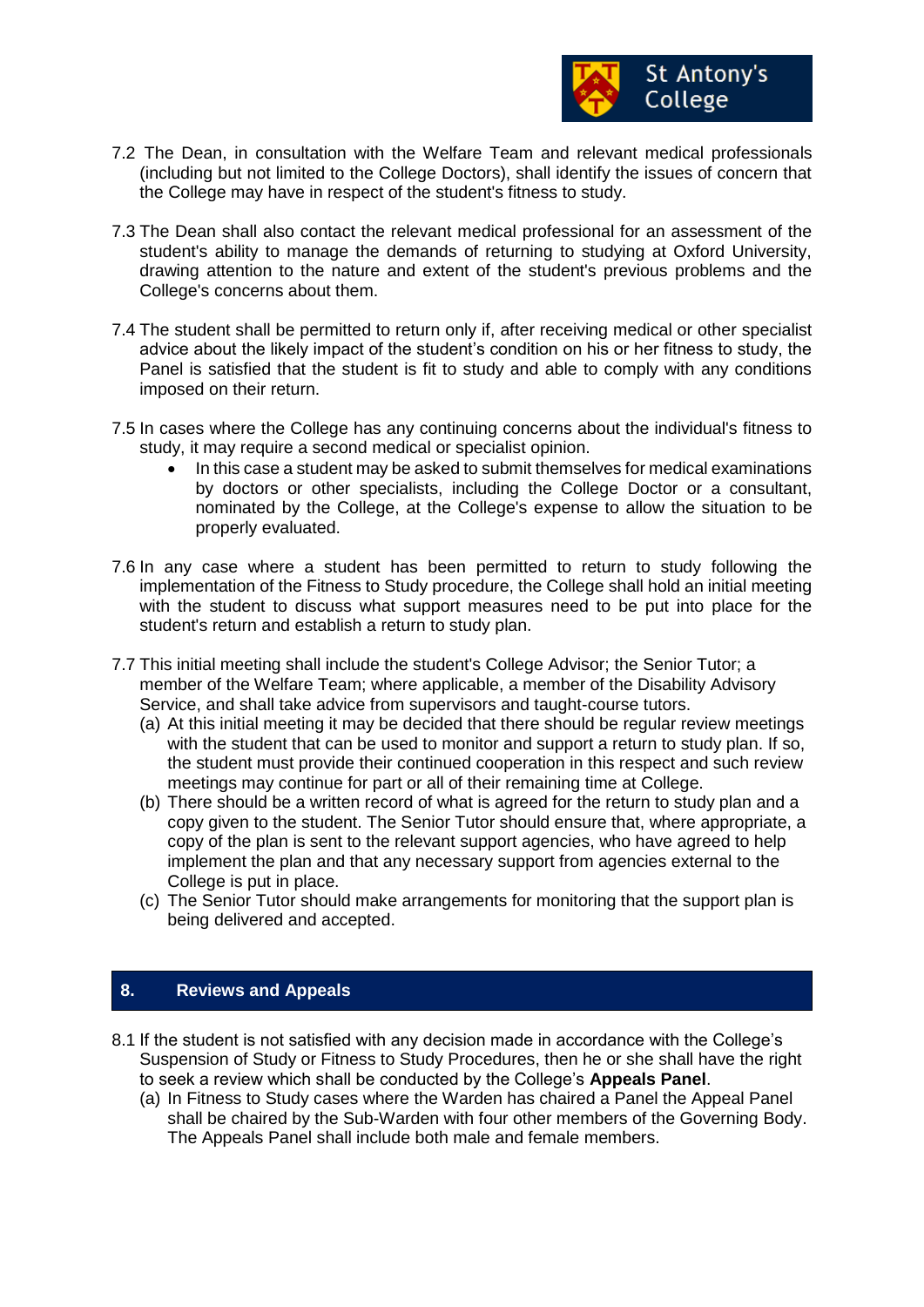7.2 The Dean, in consultation with the Welfare Team and relevant medical professionals (including but not limited to the College Doctors), shall identify the issues of concern that the College may have in respect of the student's fitness to study.

7.3 The Dean shall also contact the relevant medical professional for an assessment of the student's ability to manage the demands of returning to studying at Oxford University, drawing attention to the nature and extent of the student's previous problems and the College's concerns about them.

7.4 The student shall be permitted to return only if, after receiving medical or other specialist advice about the likely impact of the student's condition on his or her fitness to study, the Panel is satisfied that the student is fit to study and able to comply with any conditions imposed on their return.

7.5 In cases where the College has any continuing concerns about the individual's fitness to study, it may require a second medical or specialist opinion.

- In this case a student may be asked to submit themselves for medical examinations by doctors or other specialists, including the College Doctor or a consultant, nominated by the College, at the College's expense to allow the situation to be properly evaluated.

7.6 In any case where a student has been permitted to return to study following the implementation of the Fitness to Study procedure, the College shall hold an initial meeting with the student to discuss what support measures need to be put into place for the student's return and establish a return to study plan.

7.7 This initial meeting shall include the student's College Advisor; the Senior Tutor; a member of the Welfare Team; where applicable, a member of the Disability Advisory Service, and shall take advice from supervisors and taught-course tutors.

(a) At this initial meeting it may be decided that there should be regular review meetings with the student that can be used to monitor and support a return to study plan. If so, the student must provide their continued cooperation in this respect and such review meetings may continue for part or all of their remaining time at College.

(b) There should be a written record of what is agreed for the return to study plan and a copy given to the student. The Senior Tutor should ensure that, where appropriate, a copy of the plan is sent to the relevant support agencies, who have agreed to help implement the plan and that any necessary support from agencies external to the College is put in place.

(c) The Senior Tutor should make arrangements for monitoring that the support plan is being delivered and accepted.

## 8. Reviews and Appeals

8.1 If the student is not satisfied with any decision made in accordance with the College's Suspension of Study or Fitness to Study Procedures, then he or she shall have the right to seek a review which shall be conducted by the College's **Appeals Panel**.

(a) In Fitness to Study cases where the Warden has chaired a Panel the Appeal Panel shall be chaired by the Sub-Warden with four other members of the Governing Body. The Appeals Panel shall include both male and female members.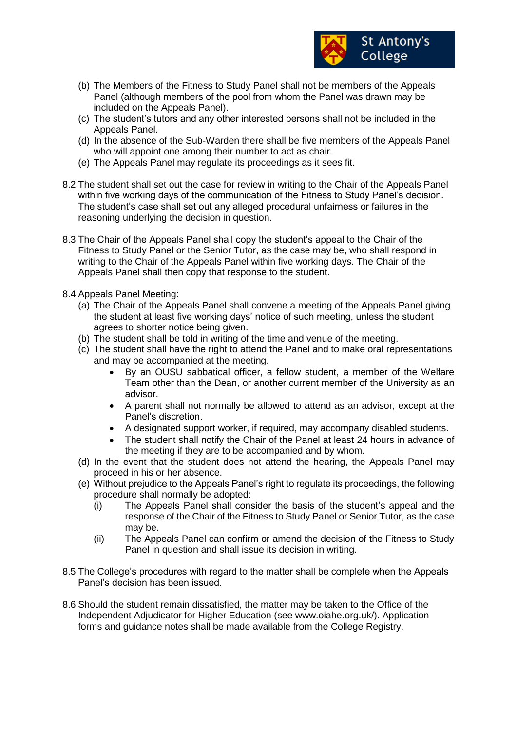(b) The Members of the Fitness to Study Panel shall not be members of the Appeals Panel (although members of the pool from whom the Panel was drawn may be included on the Appeals Panel).

(c) The student's tutors and any other interested persons shall not be included in the Appeals Panel.

(d) In the absence of the Sub-Warden there shall be five members of the Appeals Panel who will appoint one among their number to act as chair.

(e) The Appeals Panel may regulate its proceedings as it sees fit.

8.2 The student shall set out the case for review in writing to the Chair of the Appeals Panel within five working days of the communication of the Fitness to Study Panel's decision. The student's case shall set out any alleged procedural unfairness or failures in the reasoning underlying the decision in question.

8.3 The Chair of the Appeals Panel shall copy the student's appeal to the Chair of the Fitness to Study Panel or the Senior Tutor, as the case may be, who shall respond in writing to the Chair of the Appeals Panel within five working days. The Chair of the Appeals Panel shall then copy that response to the student.

8.4 Appeals Panel Meeting:

(a) The Chair of the Appeals Panel shall convene a meeting of the Appeals Panel giving the student at least five working days' notice of such meeting, unless the student agrees to shorter notice being given.

(b) The student shall be told in writing of the time and venue of the meeting.

(c) The student shall have the right to attend the Panel and to make oral representations and may be accompanied at the meeting.

- By an OUSU sabbatical officer, a fellow student, a member of the Welfare Team other than the Dean, or another current member of the University as an advisor.
- A parent shall not normally be allowed to attend as an advisor, except at the Panel's discretion.
- A designated support worker, if required, may accompany disabled students.
- The student shall notify the Chair of the Panel at least 24 hours in advance of the meeting if they are to be accompanied and by whom.

(d) In the event that the student does not attend the hearing, the Appeals Panel may proceed in his or her absence.

(e) Without prejudice to the Appeals Panel's right to regulate its proceedings, the following procedure shall normally be adopted:

(i) The Appeals Panel shall consider the basis of the student's appeal and the response of the Chair of the Fitness to Study Panel or Senior Tutor, as the case may be.

(ii) The Appeals Panel can confirm or amend the decision of the Fitness to Study Panel in question and shall issue its decision in writing.

8.5 The College's procedures with regard to the matter shall be complete when the Appeals Panel's decision has been issued.

8.6 Should the student remain dissatisfied, the matter may be taken to the Office of the Independent Adjudicator for Higher Education (see www.oiahe.org.uk/). Application forms and guidance notes shall be made available from the College Registry.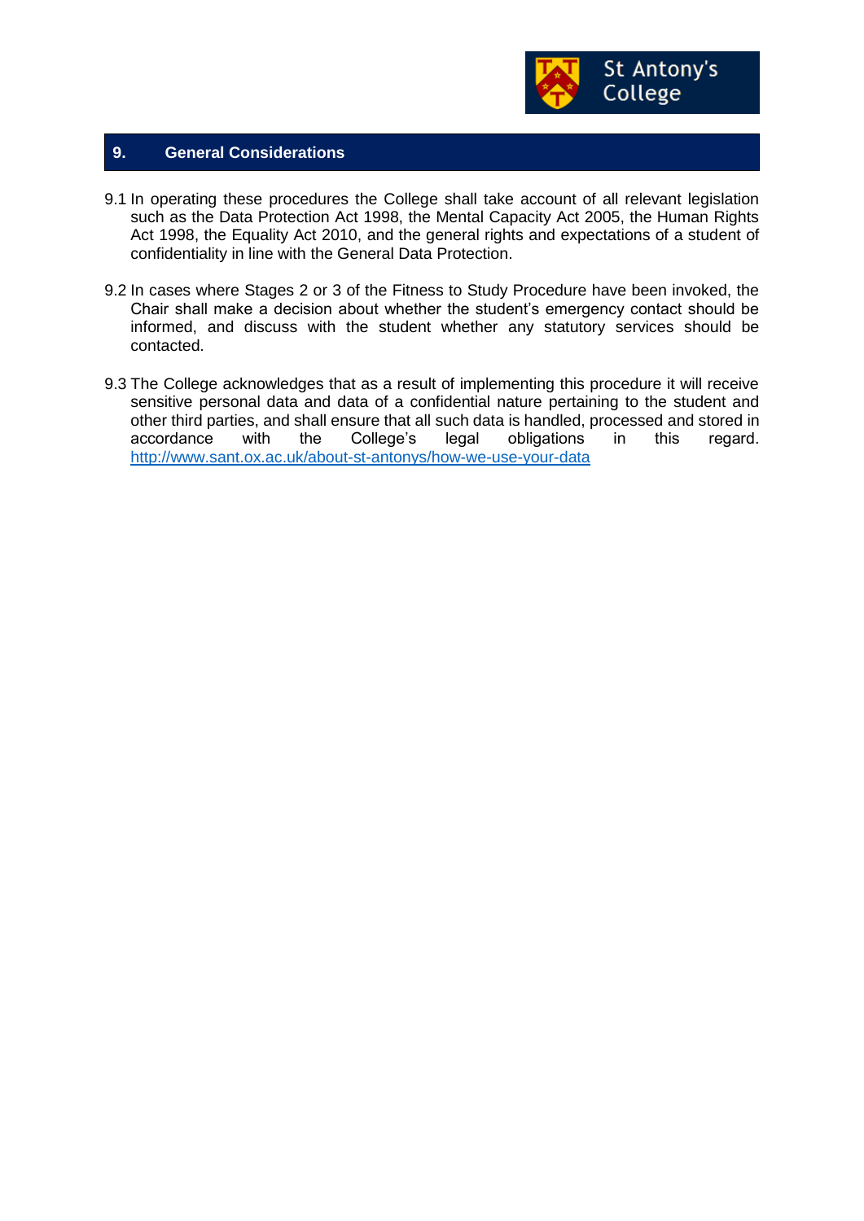## 9. General Considerations

9.1 In operating these procedures the College shall take account of all relevant legislation such as the Data Protection Act 1998, the Mental Capacity Act 2005, the Human Rights Act 1998, the Equality Act 2010, and the general rights and expectations of a student of confidentiality in line with the General Data Protection.

9.2 In cases where Stages 2 or 3 of the Fitness to Study Procedure have been invoked, the Chair shall make a decision about whether the student's emergency contact should be informed, and discuss with the student whether any statutory services should be contacted.

9.3 The College acknowledges that as a result of implementing this procedure it will receive sensitive personal data and data of a confidential nature pertaining to the student and other third parties, and shall ensure that all such data is handled, processed and stored in accordance with the College's legal obligations in this regard. http://www.sant.ox.ac.uk/about-st-antonys/how-we-use-your-data